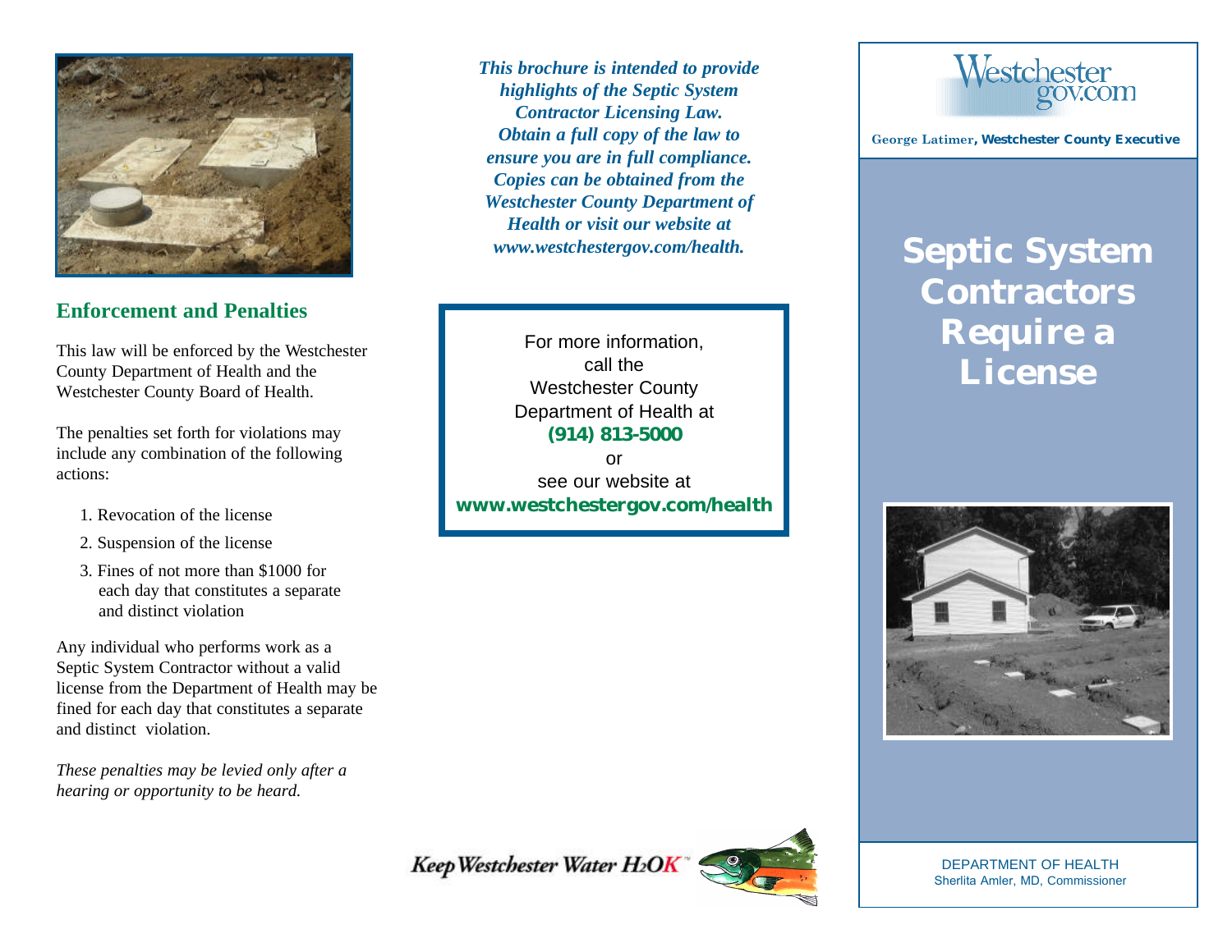## Enforcement and Penalties

This law will be enforced by the Westchester County Department of Health and the Westchester County Board of Health.

The penalties set forth for violations may include any combination of the following actions:

1. Revocation of the license
2. Suspension of the license
3. Fines of not more than $1000 for each day that constitutes a separate and distinct violation

Any individual who performs work as a Septic System Contractor without a valid license from the Department of Health may be fined for each day that constitutes a separate and distinct violation.

*These penalties may be levied only after a hearing or opportunity to be heard.*

***This brochure is intended to provide highlights of the Septic System Contractor Licensing Law. Obtain a full copy of the law to ensure you are in full compliance. Copies can be obtained from the Westchester County Department of Health or visit our website at www.westchestergov.com/health.***

For more information,
call the
Westchester County
Department of Health at
**(914) 813-5000**
or
see our website at
**www.westchestergov.com/health**

*Keep Westchester Water H2OK*™

Westchester gov.com

George Latimer, **Westchester County Executive**

# Septic System Contractors Require a License

DEPARTMENT OF HEALTH
Sherlita Amler, MD, Commissioner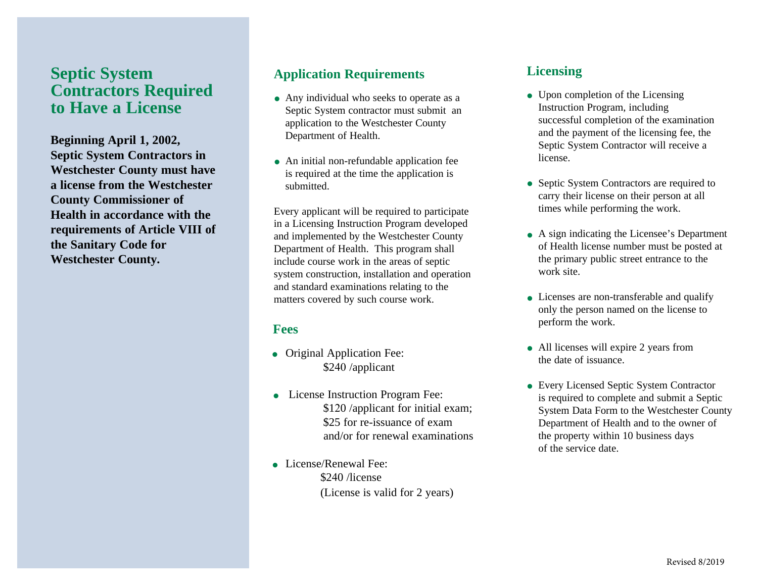# Septic System Contractors Required to Have a License

**Beginning April 1, 2002, Septic System Contractors in Westchester County must have a license from the Westchester County Commissioner of Health in accordance with the requirements of Article VIII of the Sanitary Code for Westchester County.**

## Application Requirements

- Any individual who seeks to operate as a Septic System contractor must submit an application to the Westchester County Department of Health.
- An initial non-refundable application fee is required at the time the application is submitted.

Every applicant will be required to participate in a Licensing Instruction Program developed and implemented by the Westchester County Department of Health. This program shall include course work in the areas of septic system construction, installation and operation and standard examinations relating to the matters covered by such course work.

## Fees

- Original Application Fee:
  $240 /applicant
- License Instruction Program Fee:
  $120 /applicant for initial exam;
  $25 for re-issuance of exam and/or for renewal examinations
- License/Renewal Fee:
  $240 /license
  (License is valid for 2 years)

## Licensing

- Upon completion of the Licensing Instruction Program, including successful completion of the examination and the payment of the licensing fee, the Septic System Contractor will receive a license.
- Septic System Contractors are required to carry their license on their person at all times while performing the work.
- A sign indicating the Licensee's Department of Health license number must be posted at the primary public street entrance to the work site.
- Licenses are non-transferable and qualify only the person named on the license to perform the work.
- All licenses will expire 2 years from the date of issuance.
- Every Licensed Septic System Contractor is required to complete and submit a Septic System Data Form to the Westchester County Department of Health and to the owner of the property within 10 business days of the service date.

Revised 8/2019